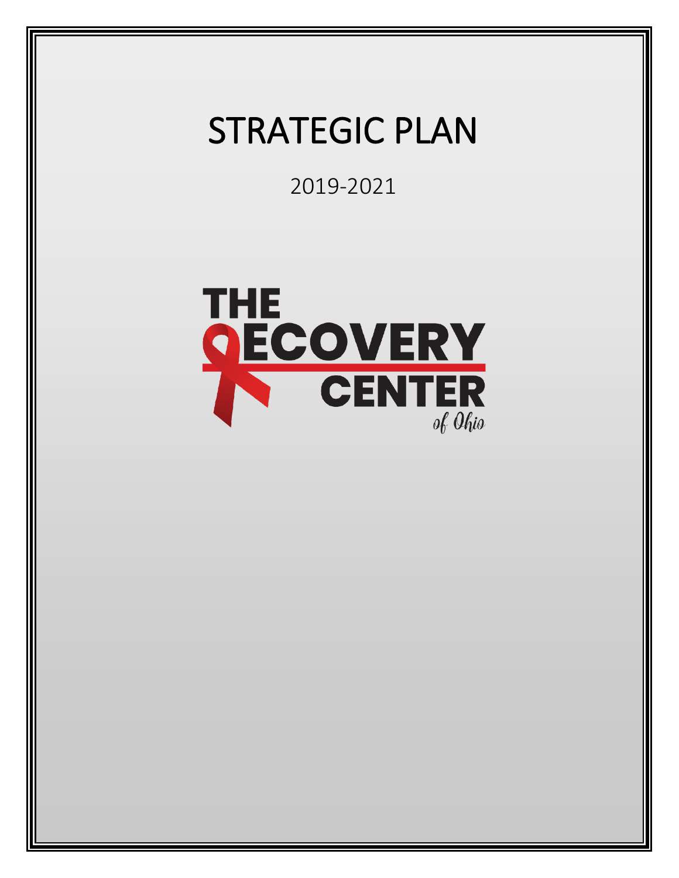# STRATEGIC PLAN

2019-2021

THE RECOVERY CENTER of Ohio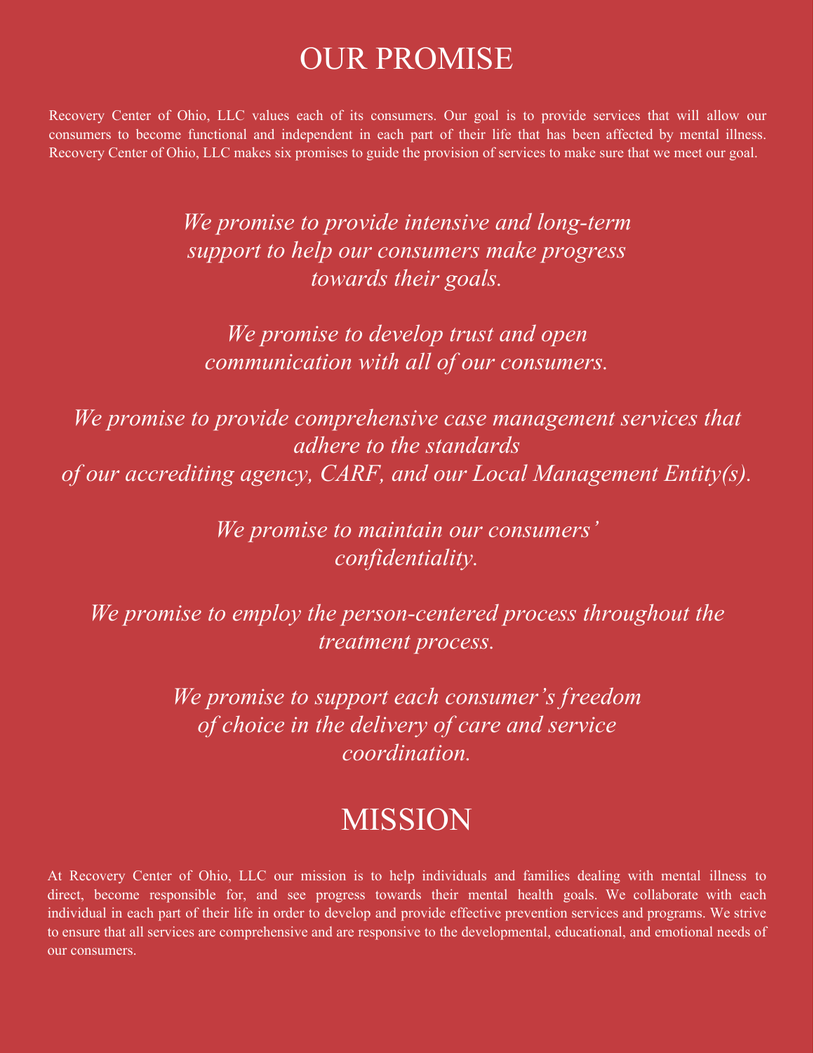# OUR PROMISE

Recovery Center of Ohio, LLC values each of its consumers. Our goal is to provide services that will allow our consumers to become functional and independent in each part of their life that has been affected by mental illness. Recovery Center of Ohio, LLC makes six promises to guide the provision of services to make sure that we meet our goal.

*We promise to provide intensive and long-term support to help our consumers make progress towards their goals.*

*We promise to develop trust and open communication with all of our consumers.*

*We promise to provide comprehensive case management services that adhere to the standards of our accrediting agency, CARF, and our Local Management Entity(s).*

*We promise to maintain our consumers' confidentiality.*

*We promise to employ the person-centered process throughout the treatment process.*

*We promise to support each consumer's freedom of choice in the delivery of care and service coordination.*

# MISSION

At Recovery Center of Ohio, LLC our mission is to help individuals and families dealing with mental illness to direct, become responsible for, and see progress towards their mental health goals. We collaborate with each individual in each part of their life in order to develop and provide effective prevention services and programs. We strive to ensure that all services are comprehensive and are responsive to the developmental, educational, and emotional needs of our consumers.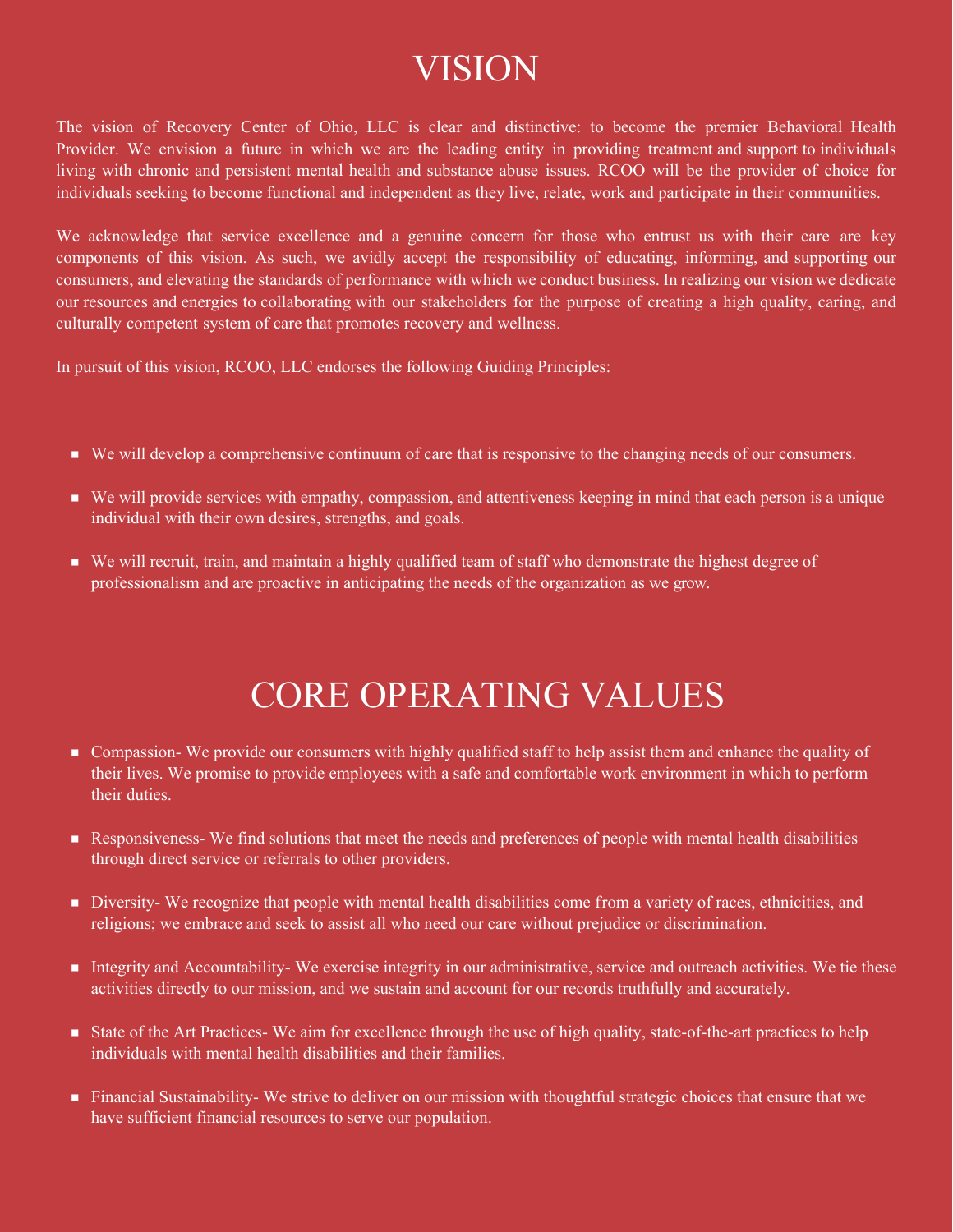# VISION

The vision of Recovery Center of Ohio, LLC is clear and distinctive: to become the premier Behavioral Health Provider. We envision a future in which we are the leading entity in providing treatment and support to individuals living with chronic and persistent mental health and substance abuse issues. RCOO will be the provider of choice for individuals seeking to become functional and independent as they live, relate, work and participate in their communities.

We acknowledge that service excellence and a genuine concern for those who entrust us with their care are key components of this vision. As such, we avidly accept the responsibility of educating, informing, and supporting our consumers, and elevating the standards of performance with which we conduct business. In realizing our vision we dedicate our resources and energies to collaborating with our stakeholders for the purpose of creating a high quality, caring, and culturally competent system of care that promotes recovery and wellness.

In pursuit of this vision, RCOO, LLC endorses the following Guiding Principles:

- We will develop a comprehensive continuum of care that is responsive to the changing needs of our consumers.
- We will provide services with empathy, compassion, and attentiveness keeping in mind that each person is a unique individual with their own desires, strengths, and goals.
- We will recruit, train, and maintain a highly qualified team of staff who demonstrate the highest degree of professionalism and are proactive in anticipating the needs of the organization as we grow.

# CORE OPERATING VALUES

- Compassion- We provide our consumers with highly qualified staff to help assist them and enhance the quality of their lives. We promise to provide employees with a safe and comfortable work environment in which to perform their duties.
- Responsiveness- We find solutions that meet the needs and preferences of people with mental health disabilities through direct service or referrals to other providers.
- Diversity- We recognize that people with mental health disabilities come from a variety of races, ethnicities, and religions; we embrace and seek to assist all who need our care without prejudice or discrimination.
- Integrity and Accountability- We exercise integrity in our administrative, service and outreach activities. We tie these activities directly to our mission, and we sustain and account for our records truthfully and accurately.
- State of the Art Practices- We aim for excellence through the use of high quality, state-of-the-art practices to help individuals with mental health disabilities and their families.
- Financial Sustainability- We strive to deliver on our mission with thoughtful strategic choices that ensure that we have sufficient financial resources to serve our population.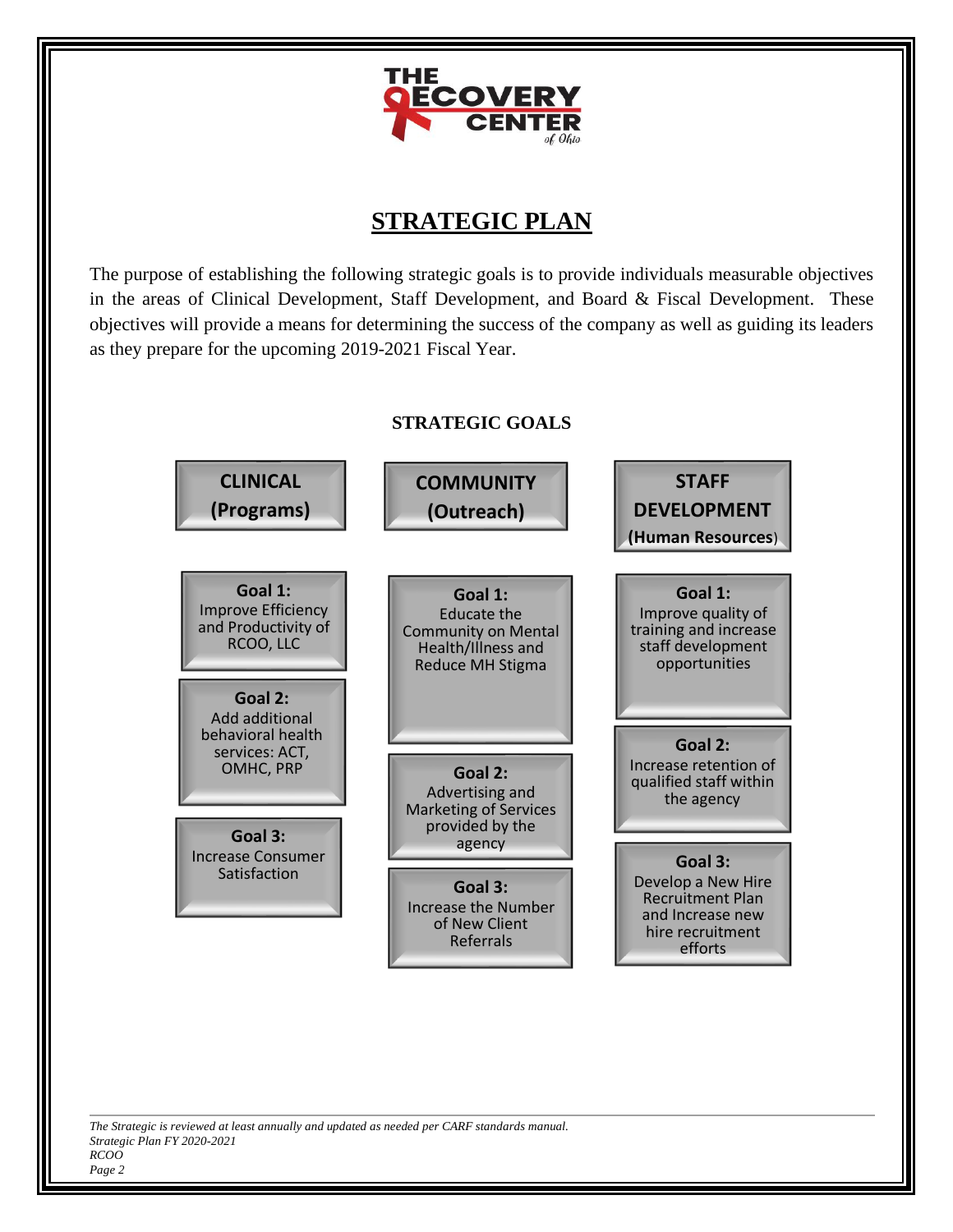# STRATEGIC PLAN

The purpose of establishing the following strategic goals is to provide individuals measurable objectives in the areas of Clinical Development, Staff Development, and Board & Fiscal Development. These objectives will provide a means for determining the success of the company as well as guiding its leaders as they prepare for the upcoming 2019-2021 Fiscal Year.

## STRATEGIC GOALS

| **CLINICAL (Programs)** | **COMMUNITY (Outreach)** | **STAFF DEVELOPMENT (Human Resources)** |
|---|---|---|
| **Goal 1:** Improve Efficiency and Productivity of RCOO, LLC | **Goal 1:** Educate the Community on Mental Health/Illness and Reduce MH Stigma | **Goal 1:** Improve quality of training and increase staff development opportunities |
| **Goal 2:** Add additional behavioral health services: ACT, OMHC, PRP | **Goal 2:** Advertising and Marketing of Services provided by the agency | **Goal 2:** Increase retention of qualified staff within the agency |
| **Goal 3:** Increase Consumer Satisfaction | **Goal 3:** Increase the Number of New Client Referrals | **Goal 3:** Develop a New Hire Recruitment Plan and Increase new hire recruitment efforts |

*The Strategic is reviewed at least annually and updated as needed per CARF standards manual.*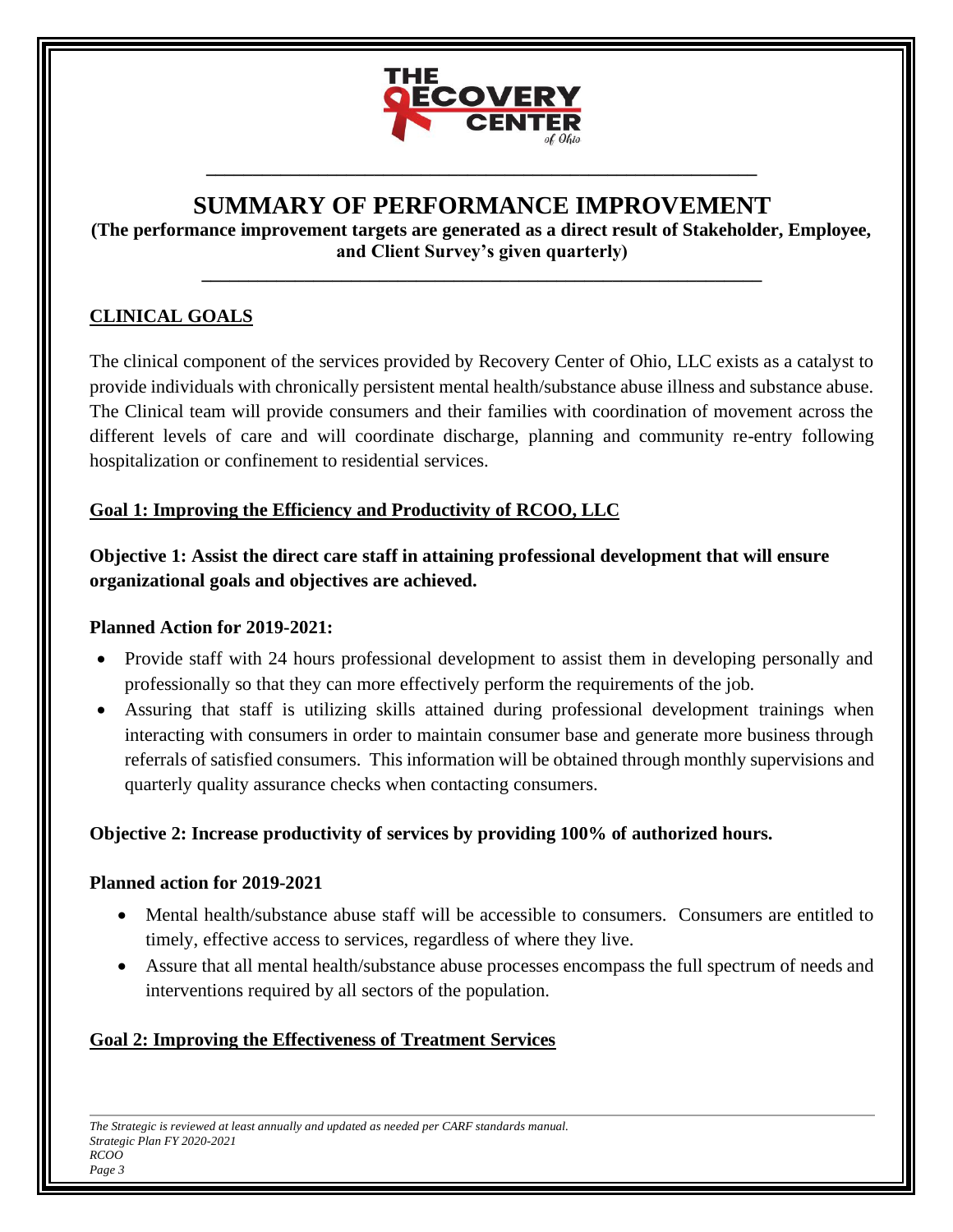# SUMMARY OF PERFORMANCE IMPROVEMENT

**(The performance improvement targets are generated as a direct result of Stakeholder, Employee, and Client Survey's given quarterly)**

## CLINICAL GOALS

The clinical component of the services provided by Recovery Center of Ohio, LLC exists as a catalyst to provide individuals with chronically persistent mental health/substance abuse illness and substance abuse. The Clinical team will provide consumers and their families with coordination of movement across the different levels of care and will coordinate discharge, planning and community re-entry following hospitalization or confinement to residential services.

### Goal 1: Improving the Efficiency and Productivity of RCOO, LLC

**Objective 1: Assist the direct care staff in attaining professional development that will ensure organizational goals and objectives are achieved.**

**Planned Action for 2019-2021:**

- Provide staff with 24 hours professional development to assist them in developing personally and professionally so that they can more effectively perform the requirements of the job.
- Assuring that staff is utilizing skills attained during professional development trainings when interacting with consumers in order to maintain consumer base and generate more business through referrals of satisfied consumers. This information will be obtained through monthly supervisions and quarterly quality assurance checks when contacting consumers.

**Objective 2: Increase productivity of services by providing 100% of authorized hours.**

**Planned action for 2019-2021**

- Mental health/substance abuse staff will be accessible to consumers. Consumers are entitled to timely, effective access to services, regardless of where they live.
- Assure that all mental health/substance abuse processes encompass the full spectrum of needs and interventions required by all sectors of the population.

### Goal 2: Improving the Effectiveness of Treatment Services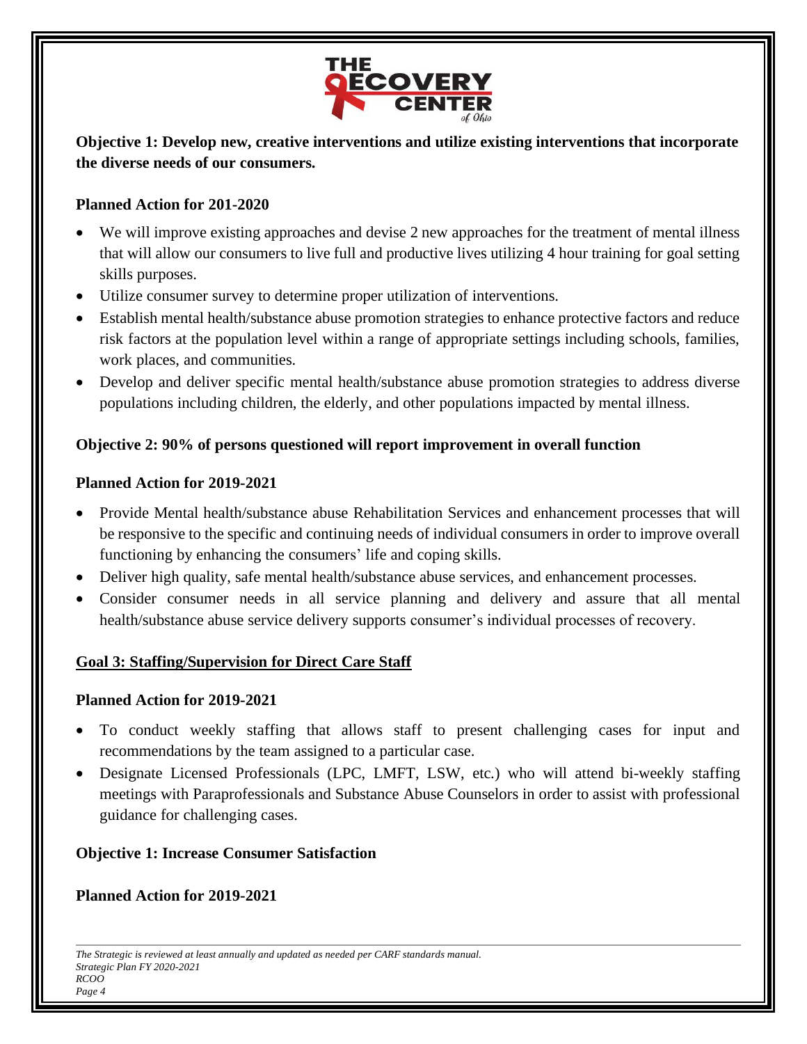**Objective 1: Develop new, creative interventions and utilize existing interventions that incorporate the diverse needs of our consumers.**

**Planned Action for 201-2020**

- We will improve existing approaches and devise 2 new approaches for the treatment of mental illness that will allow our consumers to live full and productive lives utilizing 4 hour training for goal setting skills purposes.
- Utilize consumer survey to determine proper utilization of interventions.
- Establish mental health/substance abuse promotion strategies to enhance protective factors and reduce risk factors at the population level within a range of appropriate settings including schools, families, work places, and communities.
- Develop and deliver specific mental health/substance abuse promotion strategies to address diverse populations including children, the elderly, and other populations impacted by mental illness.

**Objective 2: 90% of persons questioned will report improvement in overall function**

**Planned Action for 2019-2021**

- Provide Mental health/substance abuse Rehabilitation Services and enhancement processes that will be responsive to the specific and continuing needs of individual consumers in order to improve overall functioning by enhancing the consumers' life and coping skills.
- Deliver high quality, safe mental health/substance abuse services, and enhancement processes.
- Consider consumer needs in all service planning and delivery and assure that all mental health/substance abuse service delivery supports consumer's individual processes of recovery.

**Goal 3: Staffing/Supervision for Direct Care Staff**

**Planned Action for 2019-2021**

- To conduct weekly staffing that allows staff to present challenging cases for input and recommendations by the team assigned to a particular case.
- Designate Licensed Professionals (LPC, LMFT, LSW, etc.) who will attend bi-weekly staffing meetings with Paraprofessionals and Substance Abuse Counselors in order to assist with professional guidance for challenging cases.

**Objective 1: Increase Consumer Satisfaction**

**Planned Action for 2019-2021**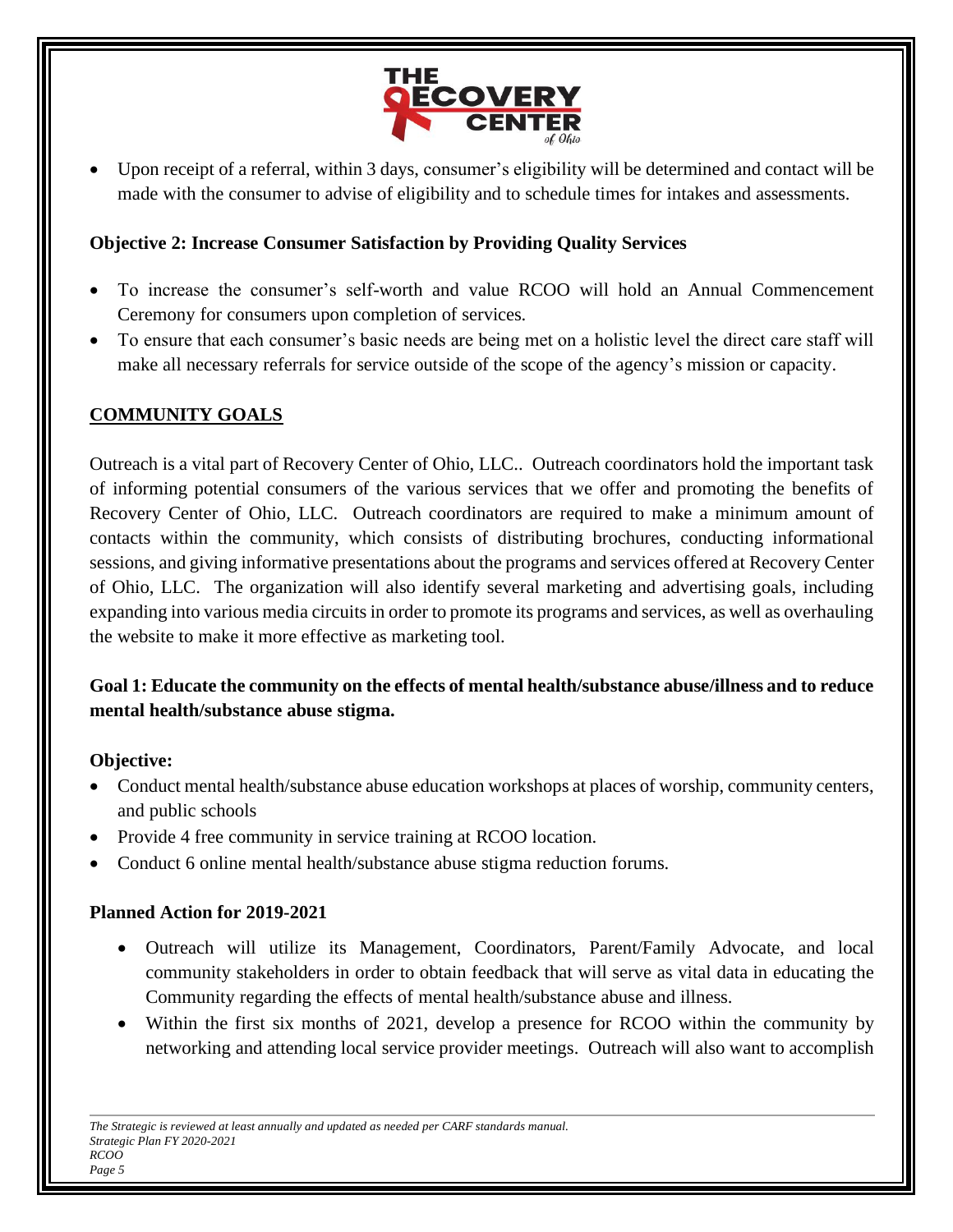- Upon receipt of a referral, within 3 days, consumer's eligibility will be determined and contact will be made with the consumer to advise of eligibility and to schedule times for intakes and assessments.

**Objective 2: Increase Consumer Satisfaction by Providing Quality Services**

- To increase the consumer's self-worth and value RCOO will hold an Annual Commencement Ceremony for consumers upon completion of services.
- To ensure that each consumer's basic needs are being met on a holistic level the direct care staff will make all necessary referrals for service outside of the scope of the agency's mission or capacity.

## **COMMUNITY GOALS**

Outreach is a vital part of Recovery Center of Ohio, LLC.. Outreach coordinators hold the important task of informing potential consumers of the various services that we offer and promoting the benefits of Recovery Center of Ohio, LLC. Outreach coordinators are required to make a minimum amount of contacts within the community, which consists of distributing brochures, conducting informational sessions, and giving informative presentations about the programs and services offered at Recovery Center of Ohio, LLC. The organization will also identify several marketing and advertising goals, including expanding into various media circuits in order to promote its programs and services, as well as overhauling the website to make it more effective as marketing tool.

**Goal 1: Educate the community on the effects of mental health/substance abuse/illness and to reduce mental health/substance abuse stigma.**

**Objective:**

- Conduct mental health/substance abuse education workshops at places of worship, community centers, and public schools
- Provide 4 free community in service training at RCOO location.
- Conduct 6 online mental health/substance abuse stigma reduction forums.

**Planned Action for 2019-2021**

- Outreach will utilize its Management, Coordinators, Parent/Family Advocate, and local community stakeholders in order to obtain feedback that will serve as vital data in educating the Community regarding the effects of mental health/substance abuse and illness.
- Within the first six months of 2021, develop a presence for RCOO within the community by networking and attending local service provider meetings. Outreach will also want to accomplish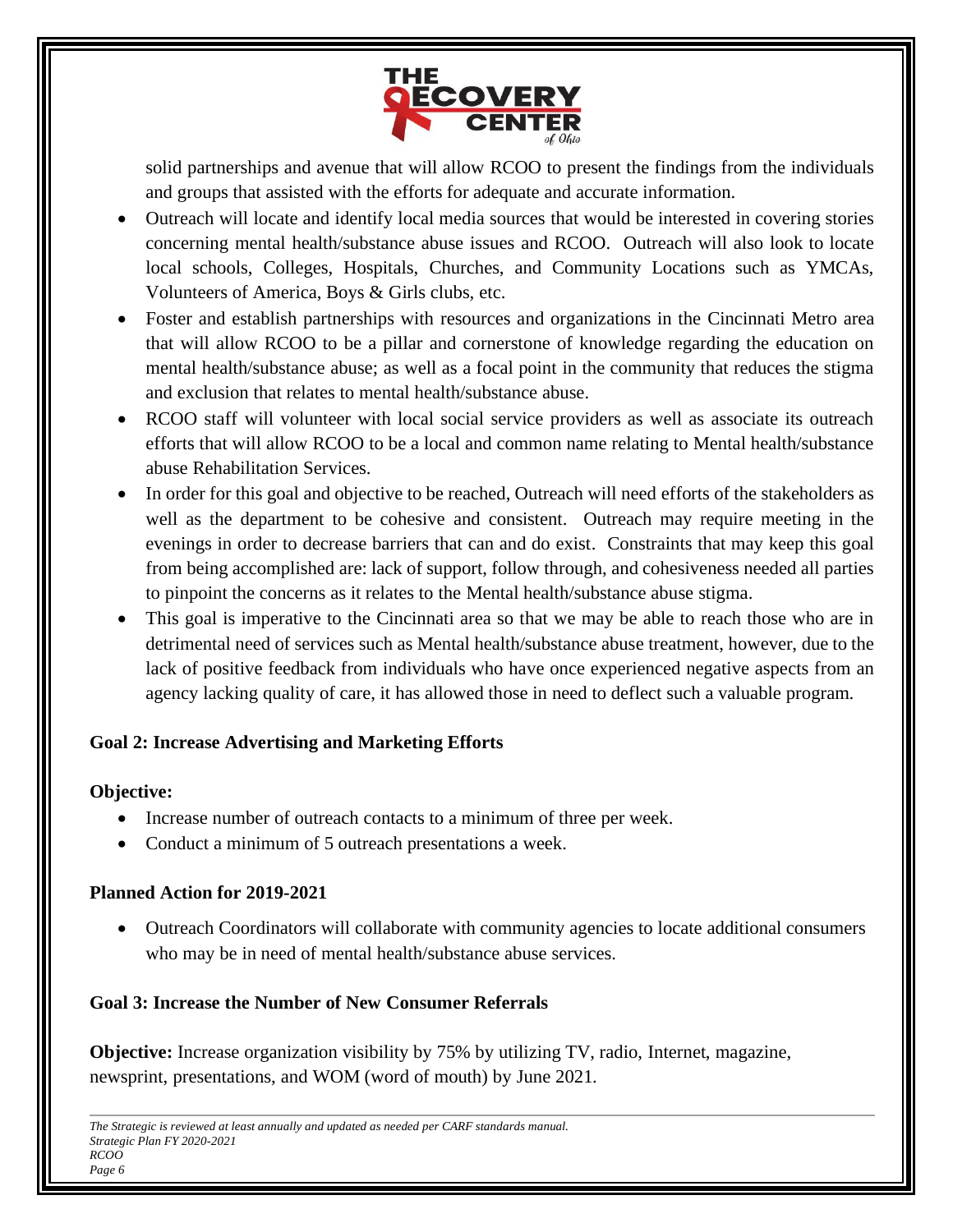solid partnerships and avenue that will allow RCOO to present the findings from the individuals and groups that assisted with the efforts for adequate and accurate information.

- Outreach will locate and identify local media sources that would be interested in covering stories concerning mental health/substance abuse issues and RCOO. Outreach will also look to locate local schools, Colleges, Hospitals, Churches, and Community Locations such as YMCAs, Volunteers of America, Boys & Girls clubs, etc.
- Foster and establish partnerships with resources and organizations in the Cincinnati Metro area that will allow RCOO to be a pillar and cornerstone of knowledge regarding the education on mental health/substance abuse; as well as a focal point in the community that reduces the stigma and exclusion that relates to mental health/substance abuse.
- RCOO staff will volunteer with local social service providers as well as associate its outreach efforts that will allow RCOO to be a local and common name relating to Mental health/substance abuse Rehabilitation Services.
- In order for this goal and objective to be reached, Outreach will need efforts of the stakeholders as well as the department to be cohesive and consistent. Outreach may require meeting in the evenings in order to decrease barriers that can and do exist. Constraints that may keep this goal from being accomplished are: lack of support, follow through, and cohesiveness needed all parties to pinpoint the concerns as it relates to the Mental health/substance abuse stigma.
- This goal is imperative to the Cincinnati area so that we may be able to reach those who are in detrimental need of services such as Mental health/substance abuse treatment, however, due to the lack of positive feedback from individuals who have once experienced negative aspects from an agency lacking quality of care, it has allowed those in need to deflect such a valuable program.

**Goal 2: Increase Advertising and Marketing Efforts**

**Objective:**

- Increase number of outreach contacts to a minimum of three per week.
- Conduct a minimum of 5 outreach presentations a week.

**Planned Action for 2019-2021**

- Outreach Coordinators will collaborate with community agencies to locate additional consumers who may be in need of mental health/substance abuse services.

**Goal 3: Increase the Number of New Consumer Referrals**

**Objective:** Increase organization visibility by 75% by utilizing TV, radio, Internet, magazine, newsprint, presentations, and WOM (word of mouth) by June 2021.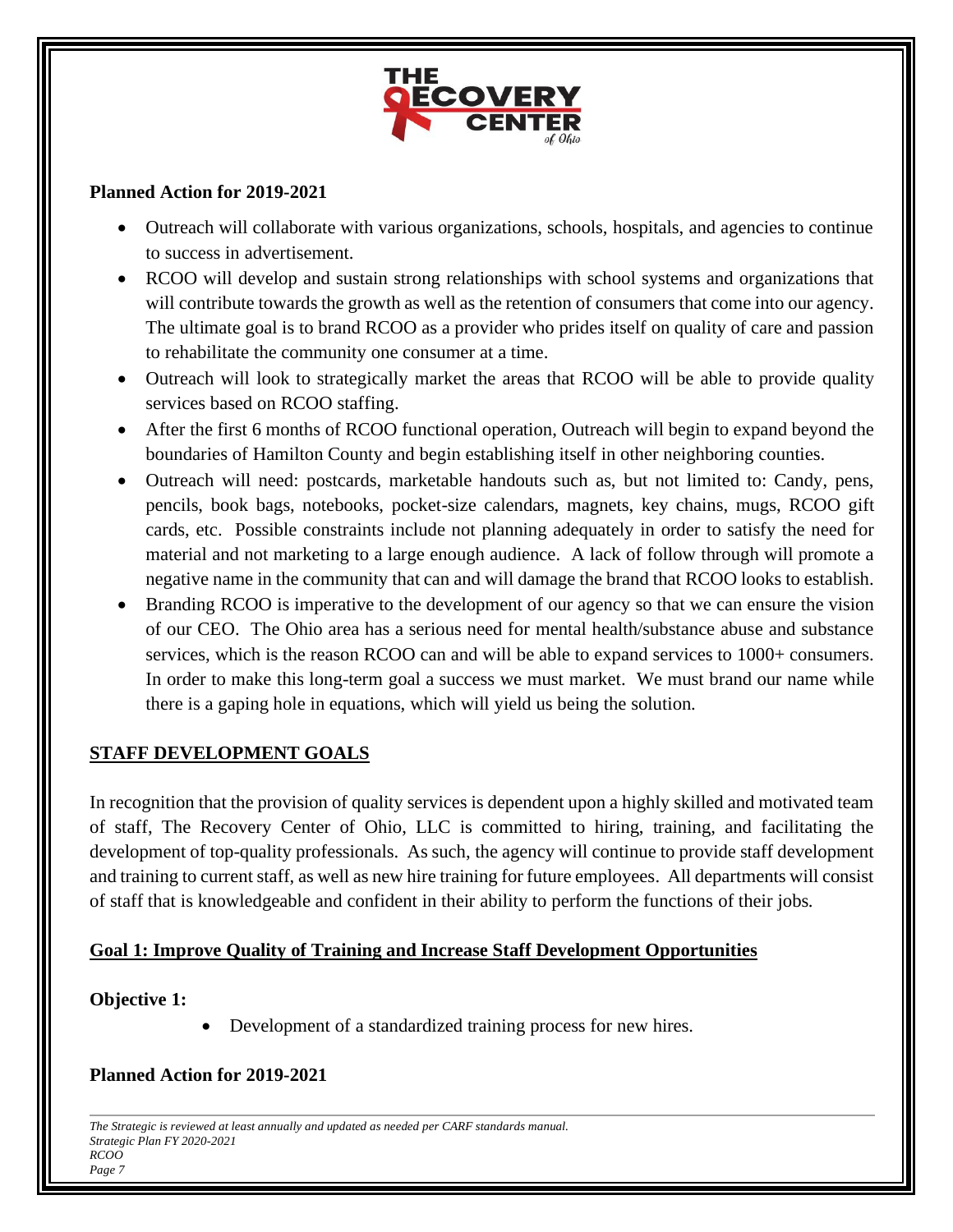**Planned Action for 2019-2021**

- Outreach will collaborate with various organizations, schools, hospitals, and agencies to continue to success in advertisement.
- RCOO will develop and sustain strong relationships with school systems and organizations that will contribute towards the growth as well as the retention of consumers that come into our agency. The ultimate goal is to brand RCOO as a provider who prides itself on quality of care and passion to rehabilitate the community one consumer at a time.
- Outreach will look to strategically market the areas that RCOO will be able to provide quality services based on RCOO staffing.
- After the first 6 months of RCOO functional operation, Outreach will begin to expand beyond the boundaries of Hamilton County and begin establishing itself in other neighboring counties.
- Outreach will need: postcards, marketable handouts such as, but not limited to: Candy, pens, pencils, book bags, notebooks, pocket-size calendars, magnets, key chains, mugs, RCOO gift cards, etc. Possible constraints include not planning adequately in order to satisfy the need for material and not marketing to a large enough audience. A lack of follow through will promote a negative name in the community that can and will damage the brand that RCOO looks to establish.
- Branding RCOO is imperative to the development of our agency so that we can ensure the vision of our CEO. The Ohio area has a serious need for mental health/substance abuse and substance services, which is the reason RCOO can and will be able to expand services to 1000+ consumers. In order to make this long-term goal a success we must market. We must brand our name while there is a gaping hole in equations, which will yield us being the solution.

## STAFF DEVELOPMENT GOALS

In recognition that the provision of quality services is dependent upon a highly skilled and motivated team of staff, The Recovery Center of Ohio, LLC is committed to hiring, training, and facilitating the development of top-quality professionals. As such, the agency will continue to provide staff development and training to current staff, as well as new hire training for future employees. All departments will consist of staff that is knowledgeable and confident in their ability to perform the functions of their jobs.

### Goal 1: Improve Quality of Training and Increase Staff Development Opportunities

**Objective 1:**

- Development of a standardized training process for new hires.

**Planned Action for 2019-2021**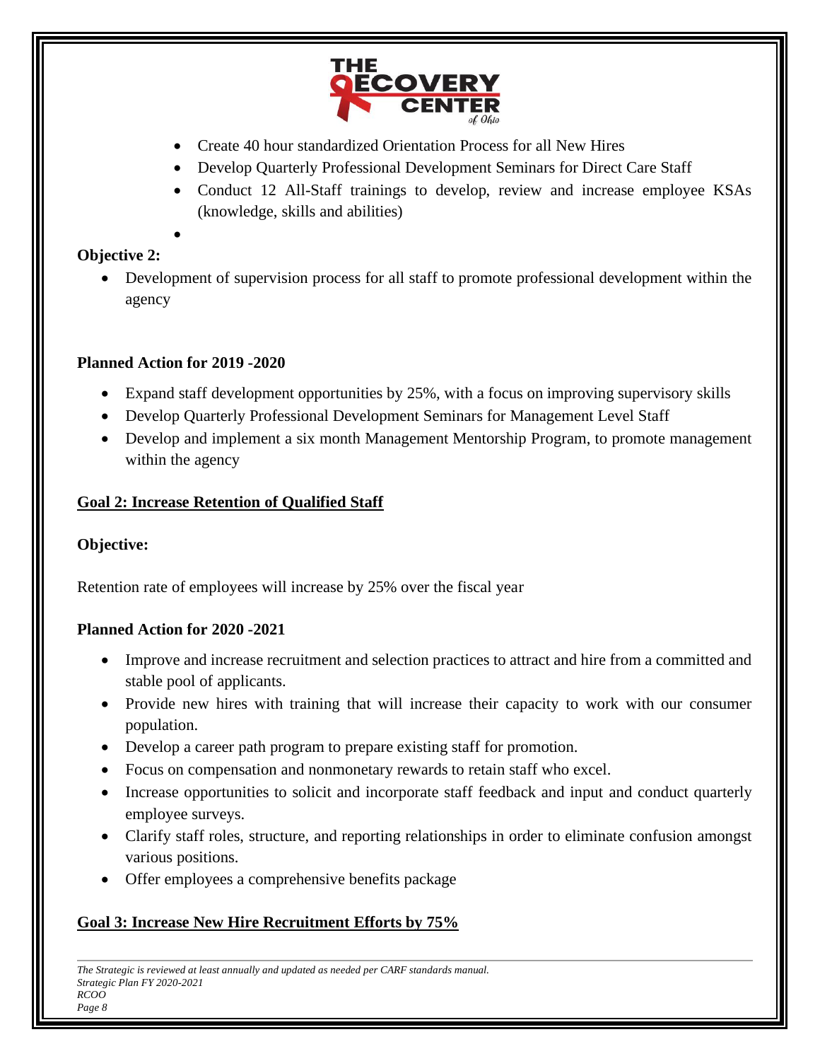- Create 40 hour standardized Orientation Process for all New Hires
- Develop Quarterly Professional Development Seminars for Direct Care Staff
- Conduct 12 All-Staff trainings to develop, review and increase employee KSAs (knowledge, skills and abilities)

**Objective 2:**

- Development of supervision process for all staff to promote professional development within the agency

**Planned Action for 2019 -2020**

- Expand staff development opportunities by 25%, with a focus on improving supervisory skills
- Develop Quarterly Professional Development Seminars for Management Level Staff
- Develop and implement a six month Management Mentorship Program, to promote management within the agency

## Goal 2: Increase Retention of Qualified Staff

**Objective:**

Retention rate of employees will increase by 25% over the fiscal year

**Planned Action for 2020 -2021**

- Improve and increase recruitment and selection practices to attract and hire from a committed and stable pool of applicants.
- Provide new hires with training that will increase their capacity to work with our consumer population.
- Develop a career path program to prepare existing staff for promotion.
- Focus on compensation and nonmonetary rewards to retain staff who excel.
- Increase opportunities to solicit and incorporate staff feedback and input and conduct quarterly employee surveys.
- Clarify staff roles, structure, and reporting relationships in order to eliminate confusion amongst various positions.
- Offer employees a comprehensive benefits package

## Goal 3: Increase New Hire Recruitment Efforts by 75%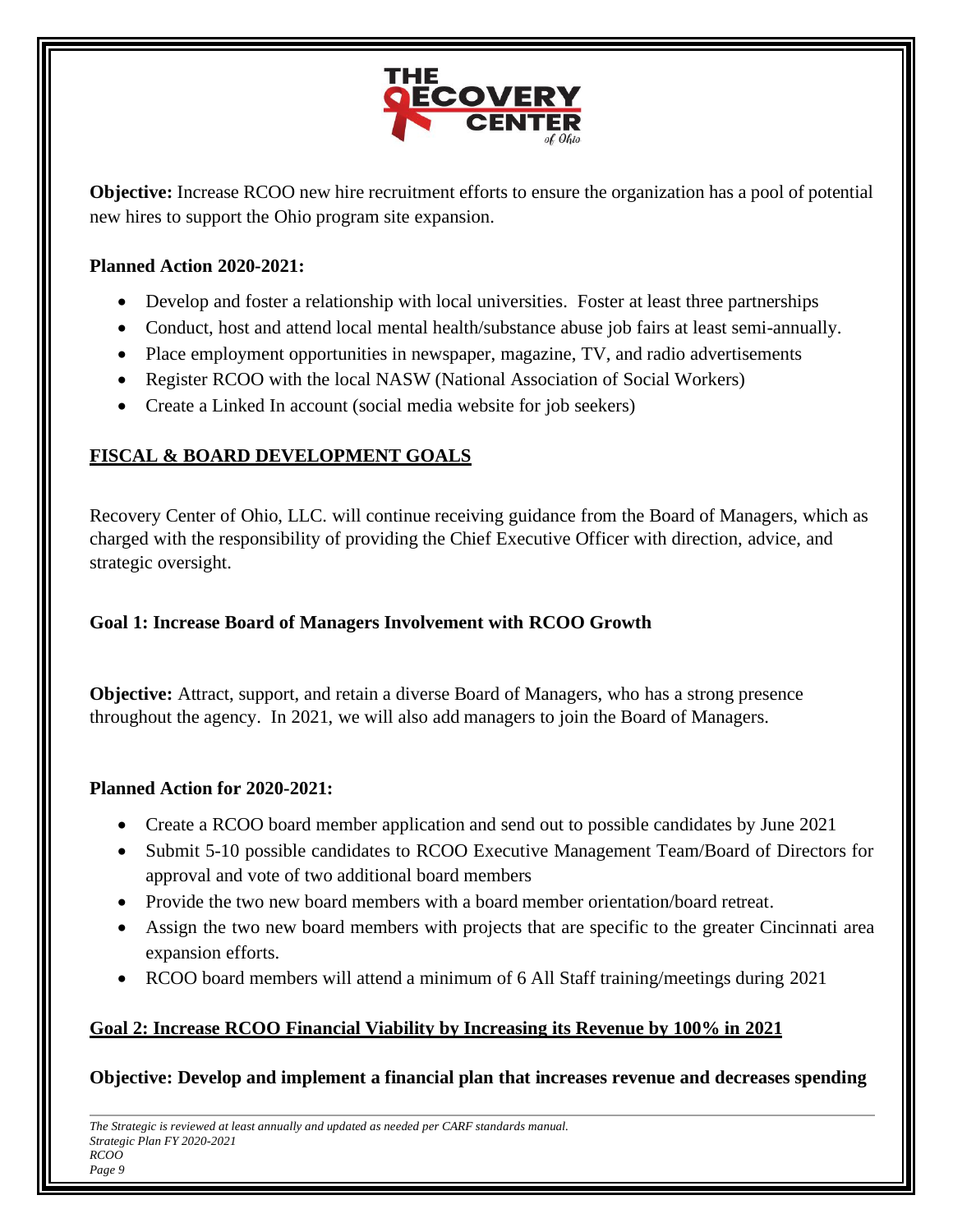**Objective:** Increase RCOO new hire recruitment efforts to ensure the organization has a pool of potential new hires to support the Ohio program site expansion.

**Planned Action 2020-2021:**

- Develop and foster a relationship with local universities. Foster at least three partnerships
- Conduct, host and attend local mental health/substance abuse job fairs at least semi-annually.
- Place employment opportunities in newspaper, magazine, TV, and radio advertisements
- Register RCOO with the local NASW (National Association of Social Workers)
- Create a Linked In account (social media website for job seekers)

## FISCAL & BOARD DEVELOPMENT GOALS

Recovery Center of Ohio, LLC. will continue receiving guidance from the Board of Managers, which as charged with the responsibility of providing the Chief Executive Officer with direction, advice, and strategic oversight.

### Goal 1: Increase Board of Managers Involvement with RCOO Growth

**Objective:** Attract, support, and retain a diverse Board of Managers, who has a strong presence throughout the agency. In 2021, we will also add managers to join the Board of Managers.

**Planned Action for 2020-2021:**

- Create a RCOO board member application and send out to possible candidates by June 2021
- Submit 5-10 possible candidates to RCOO Executive Management Team/Board of Directors for approval and vote of two additional board members
- Provide the two new board members with a board member orientation/board retreat.
- Assign the two new board members with projects that are specific to the greater Cincinnati area expansion efforts.
- RCOO board members will attend a minimum of 6 All Staff training/meetings during 2021

### Goal 2: Increase RCOO Financial Viability by Increasing its Revenue by 100% in 2021

**Objective: Develop and implement a financial plan that increases revenue and decreases spending**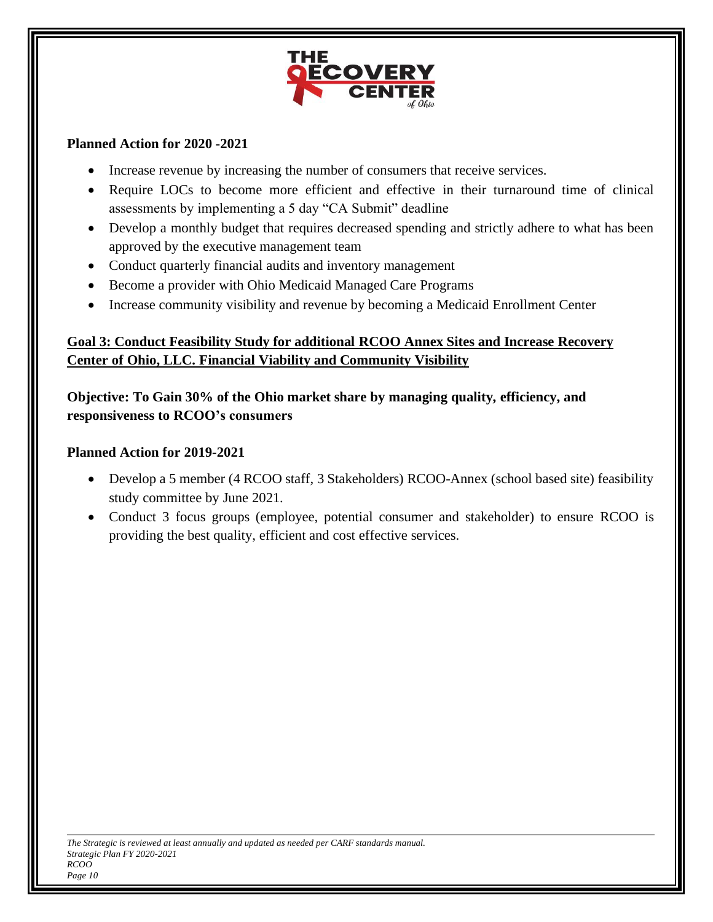**Planned Action for 2020 -2021**

- Increase revenue by increasing the number of consumers that receive services.
- Require LOCs to become more efficient and effective in their turnaround time of clinical assessments by implementing a 5 day "CA Submit" deadline
- Develop a monthly budget that requires decreased spending and strictly adhere to what has been approved by the executive management team
- Conduct quarterly financial audits and inventory management
- Become a provider with Ohio Medicaid Managed Care Programs
- Increase community visibility and revenue by becoming a Medicaid Enrollment Center

## Goal 3: Conduct Feasibility Study for additional RCOO Annex Sites and Increase Recovery Center of Ohio, LLC. Financial Viability and Community Visibility

**Objective: To Gain 30% of the Ohio market share by managing quality, efficiency, and responsiveness to RCOO's consumers**

**Planned Action for 2019-2021**

- Develop a 5 member (4 RCOO staff, 3 Stakeholders) RCOO-Annex (school based site) feasibility study committee by June 2021.
- Conduct 3 focus groups (employee, potential consumer and stakeholder) to ensure RCOO is providing the best quality, efficient and cost effective services.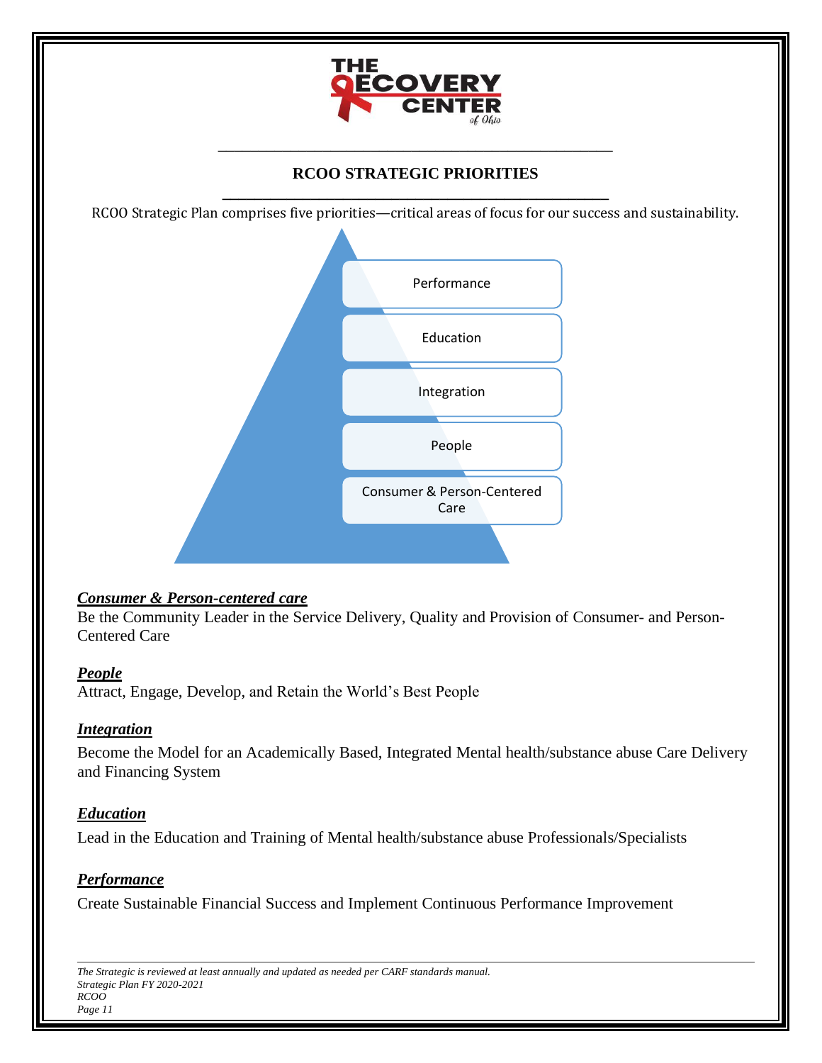# RCOO STRATEGIC PRIORITIES

RCOO Strategic Plan comprises five priorities—critical areas of focus for our success and sustainability.

- Performance
- Education
- Integration
- People
- Consumer & Person-Centered Care

***Consumer & Person-centered care***

Be the Community Leader in the Service Delivery, Quality and Provision of Consumer- and Person-Centered Care

***People***

Attract, Engage, Develop, and Retain the World's Best People

***Integration***

Become the Model for an Academically Based, Integrated Mental health/substance abuse Care Delivery and Financing System

***Education***

Lead in the Education and Training of Mental health/substance abuse Professionals/Specialists

***Performance***

Create Sustainable Financial Success and Implement Continuous Performance Improvement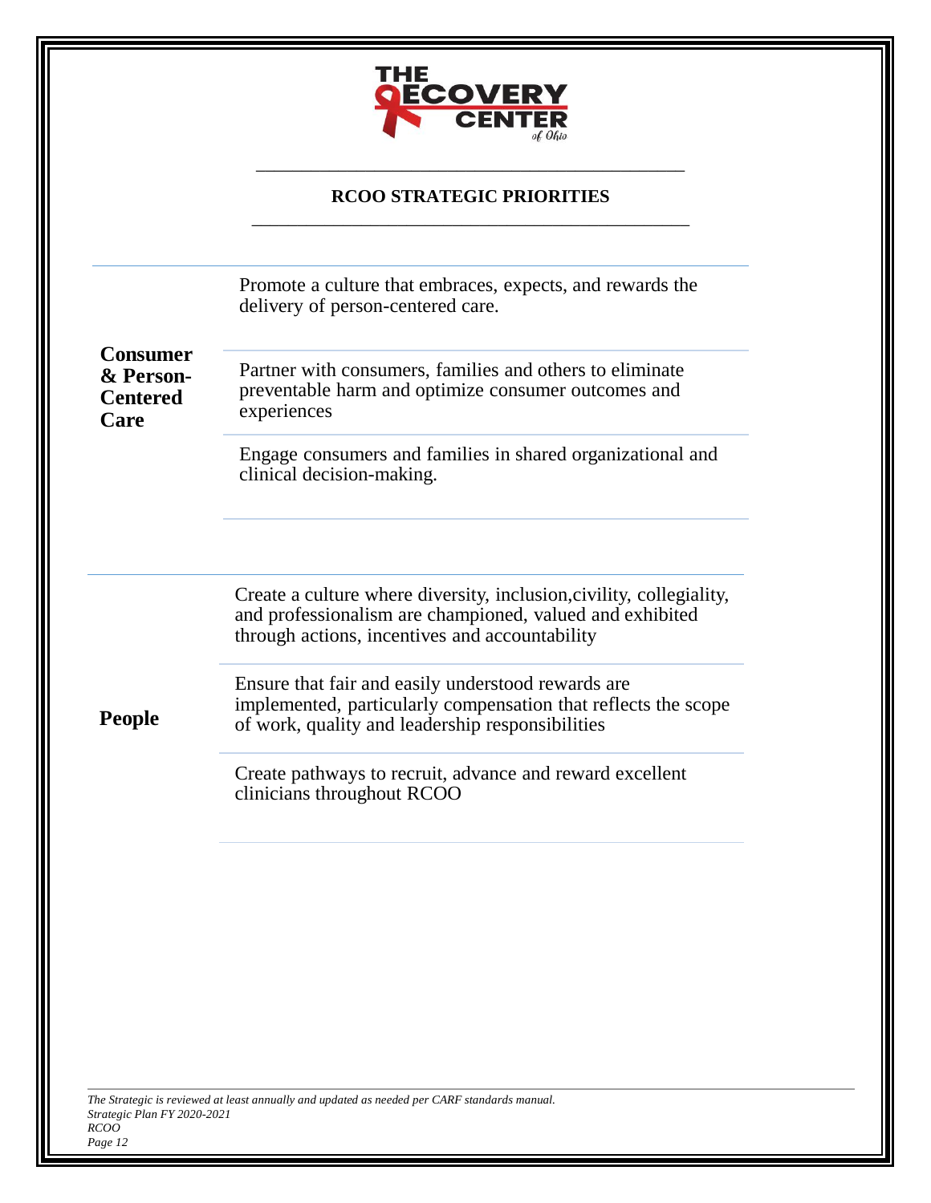## RCOO STRATEGIC PRIORITIES

| | |
|---|---|
| **Consumer & Person-Centered Care** | Promote a culture that embraces, expects, and rewards the delivery of person-centered care. |
| | Partner with consumers, families and others to eliminate preventable harm and optimize consumer outcomes and experiences |
| | Engage consumers and families in shared organizational and clinical decision-making. |

| | |
|---|---|
| **People** | Create a culture where diversity, inclusion,civility, collegiality, and professionalism are championed, valued and exhibited through actions, incentives and accountability |
| | Ensure that fair and easily understood rewards are implemented, particularly compensation that reflects the scope of work, quality and leadership responsibilities |
| | Create pathways to recruit, advance and reward excellent clinicians throughout RCOO |

*The Strategic is reviewed at least annually and updated as needed per CARF standards manual.*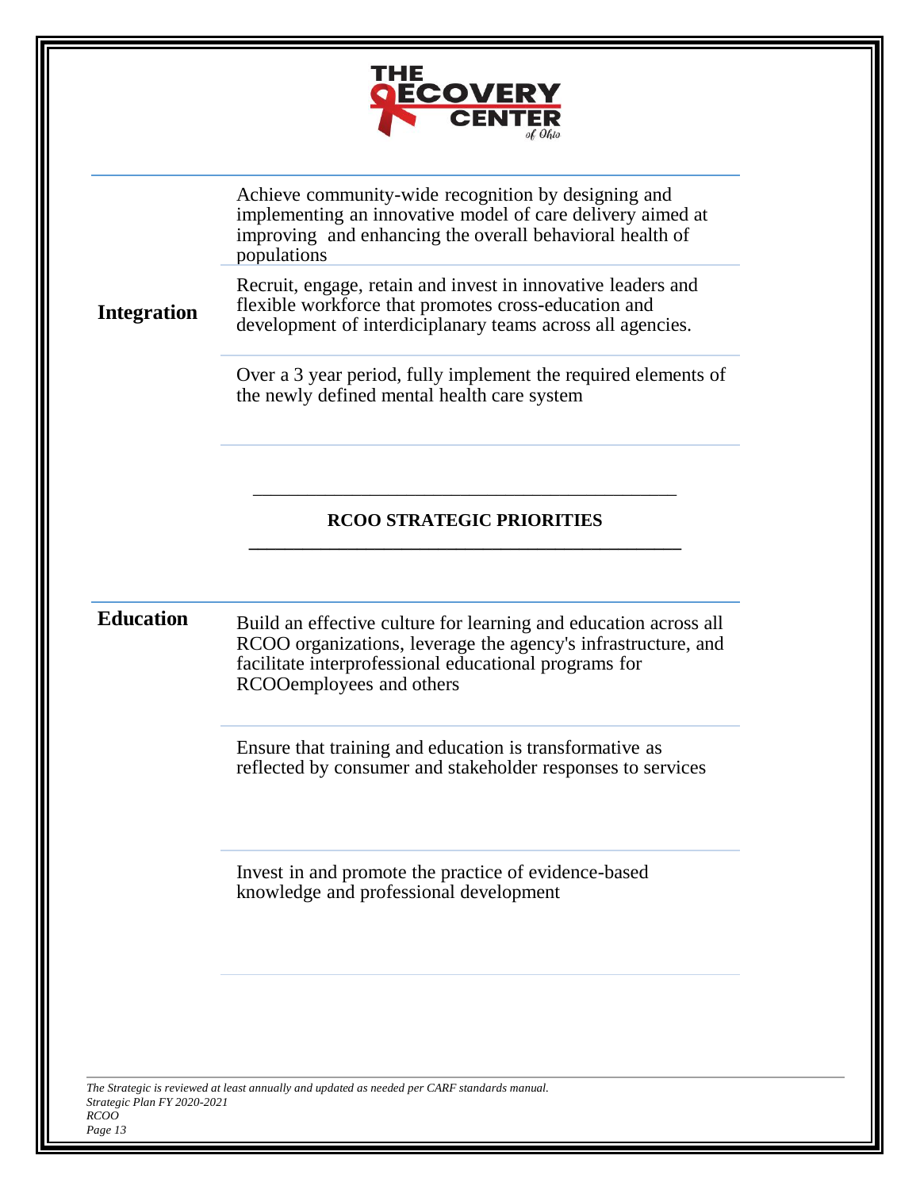| | |
|---|---|
| **Integration** | Achieve community-wide recognition by designing and implementing an innovative model of care delivery aimed at improving and enhancing the overall behavioral health of populations |
| | Recruit, engage, retain and invest in innovative leaders and flexible workforce that promotes cross-education and development of interdiciplanary teams across all agencies. |
| | Over a 3 year period, fully implement the required elements of the newly defined mental health care system |

## RCOO STRATEGIC PRIORITIES

| | |
|---|---|
| **Education** | Build an effective culture for learning and education across all RCOO organizations, leverage the agency's infrastructure, and facilitate interprofessional educational programs for RCOOemployees and others |
| | Ensure that training and education is transformative as reflected by consumer and stakeholder responses to services |
| | Invest in and promote the practice of evidence-based knowledge and professional development |

*The Strategic is reviewed at least annually and updated as needed per CARF standards manual.*
*Strategic Plan FY 2020-2021*
*RCOO*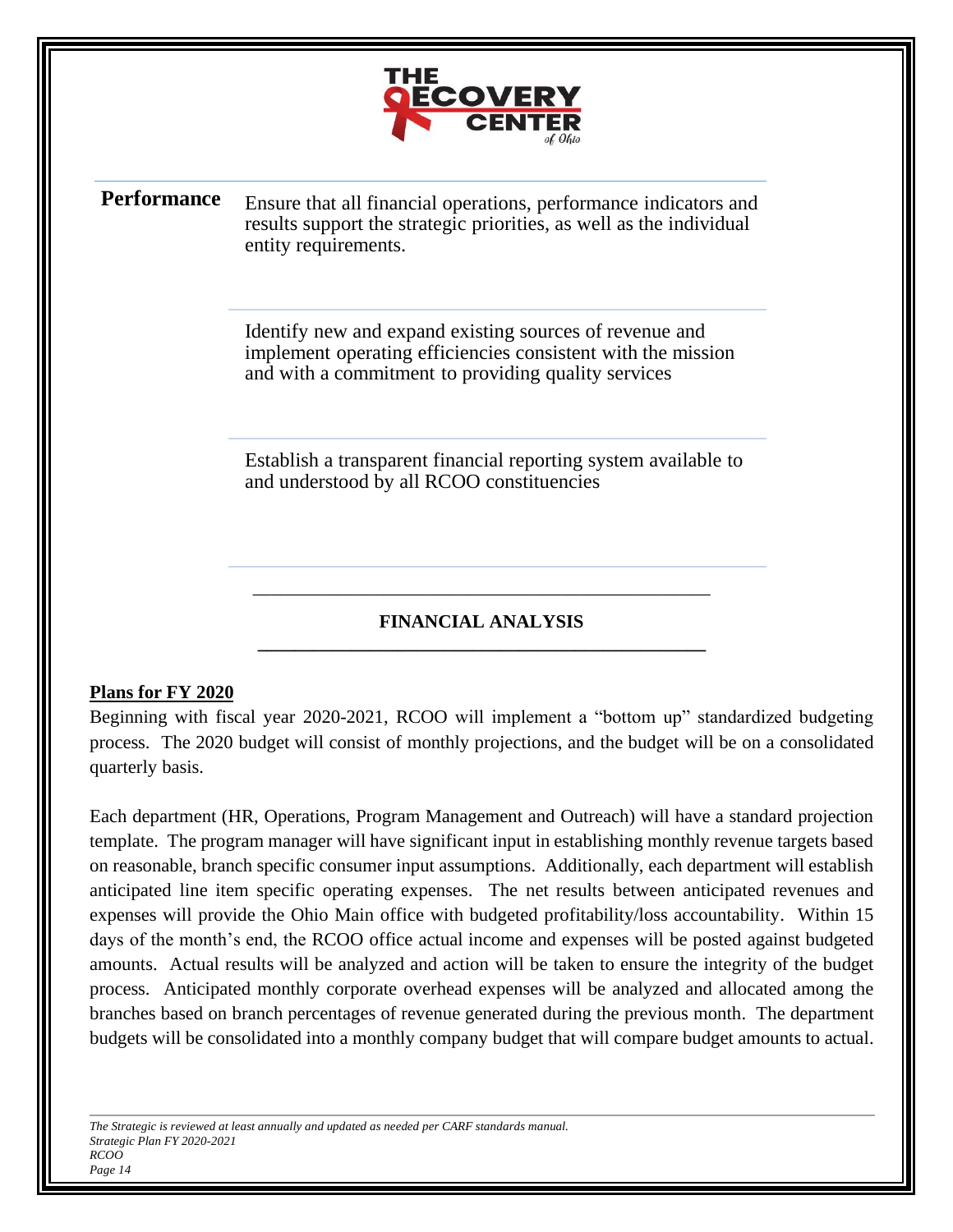| | |
|---|---|
| **Performance** | Ensure that all financial operations, performance indicators and results support the strategic priorities, as well as the individual entity requirements. |
| | Identify new and expand existing sources of revenue and implement operating efficiencies consistent with the mission and with a commitment to providing quality services |
| | Establish a transparent financial reporting system available to and understood by all RCOO constituencies |

## FINANCIAL ANALYSIS

**Plans for FY 2020**

Beginning with fiscal year 2020-2021, RCOO will implement a "bottom up" standardized budgeting process. The 2020 budget will consist of monthly projections, and the budget will be on a consolidated quarterly basis.

Each department (HR, Operations, Program Management and Outreach) will have a standard projection template. The program manager will have significant input in establishing monthly revenue targets based on reasonable, branch specific consumer input assumptions. Additionally, each department will establish anticipated line item specific operating expenses. The net results between anticipated revenues and expenses will provide the Ohio Main office with budgeted profitability/loss accountability. Within 15 days of the month's end, the RCOO office actual income and expenses will be posted against budgeted amounts. Actual results will be analyzed and action will be taken to ensure the integrity of the budget process. Anticipated monthly corporate overhead expenses will be analyzed and allocated among the branches based on branch percentages of revenue generated during the previous month. The department budgets will be consolidated into a monthly company budget that will compare budget amounts to actual.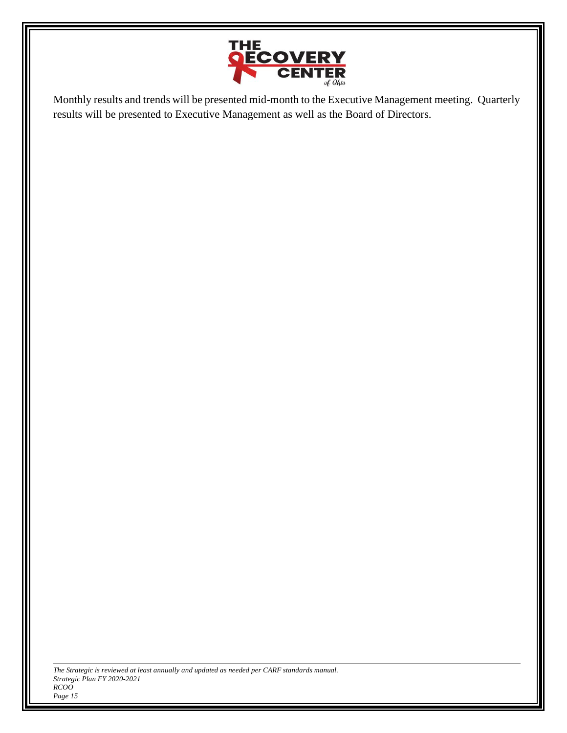Monthly results and trends will be presented mid-month to the Executive Management meeting. Quarterly results will be presented to Executive Management as well as the Board of Directors.